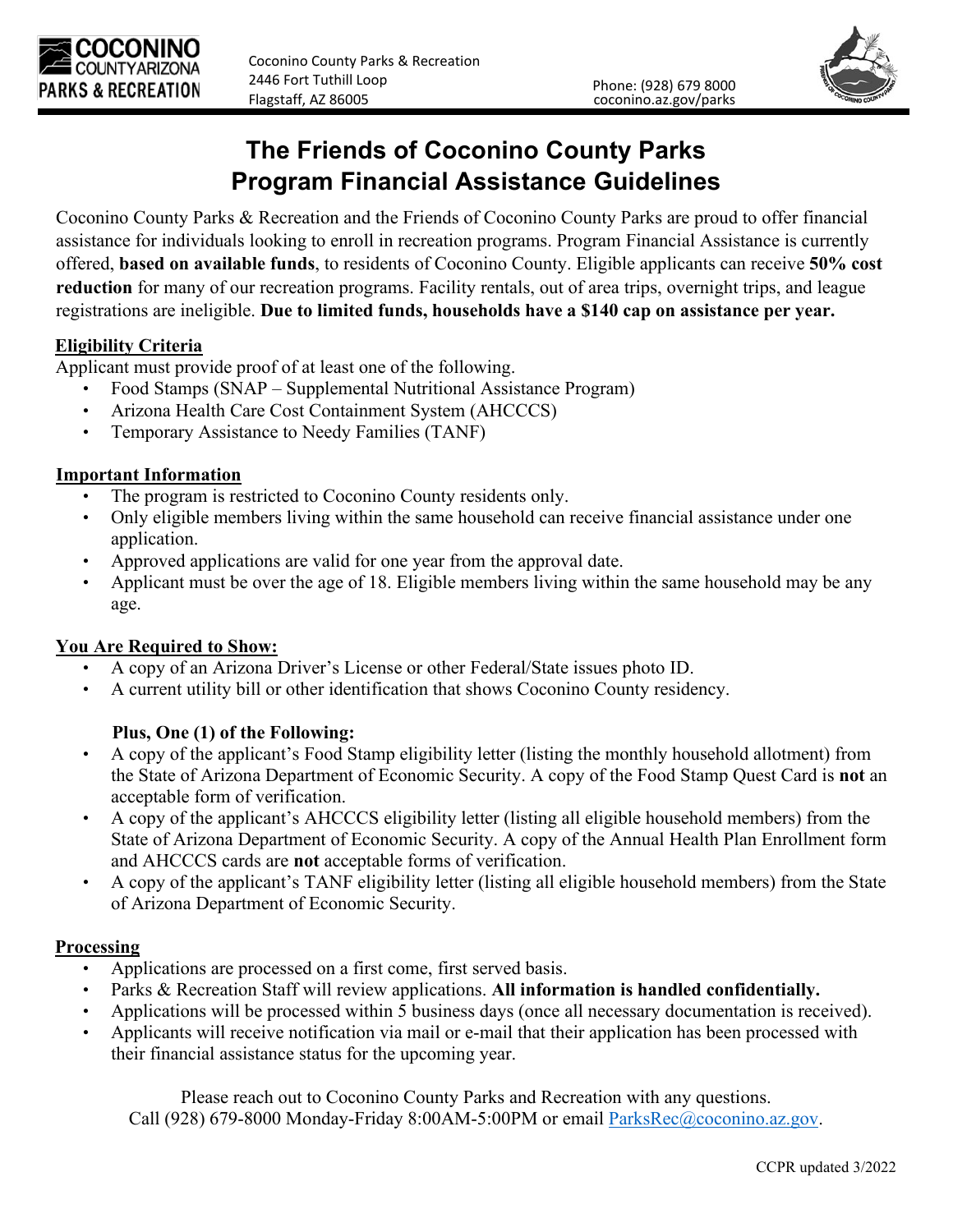Coconino County Parks & Recreation
2446 Fort Tuthill Loop
Flagstaff, AZ 86005

Phone: (928) 679 8000
coconino.az.gov/parks

# The Friends of Coconino County Parks
# Program Financial Assistance Guidelines

Coconino County Parks & Recreation and the Friends of Coconino County Parks are proud to offer financial assistance for individuals looking to enroll in recreation programs. Program Financial Assistance is currently offered, **based on available funds**, to residents of Coconino County. Eligible applicants can receive **50% cost reduction** for many of our recreation programs. Facility rentals, out of area trips, overnight trips, and league registrations are ineligible. **Due to limited funds, households have a $140 cap on assistance per year.**

## Eligibility Criteria

Applicant must provide proof of at least one of the following.

- Food Stamps (SNAP – Supplemental Nutritional Assistance Program)
- Arizona Health Care Cost Containment System (AHCCCS)
- Temporary Assistance to Needy Families (TANF)

## Important Information

- The program is restricted to Coconino County residents only.
- Only eligible members living within the same household can receive financial assistance under one application.
- Approved applications are valid for one year from the approval date.
- Applicant must be over the age of 18. Eligible members living within the same household may be any age.

## You Are Required to Show:

- A copy of an Arizona Driver's License or other Federal/State issues photo ID.
- A current utility bill or other identification that shows Coconino County residency.

**Plus, One (1) of the Following:**

- A copy of the applicant's Food Stamp eligibility letter (listing the monthly household allotment) from the State of Arizona Department of Economic Security. A copy of the Food Stamp Quest Card is **not** an acceptable form of verification.
- A copy of the applicant's AHCCCS eligibility letter (listing all eligible household members) from the State of Arizona Department of Economic Security. A copy of the Annual Health Plan Enrollment form and AHCCCS cards are **not** acceptable forms of verification.
- A copy of the applicant's TANF eligibility letter (listing all eligible household members) from the State of Arizona Department of Economic Security.

## Processing

- Applications are processed on a first come, first served basis.
- Parks & Recreation Staff will review applications. **All information is handled confidentially.**
- Applications will be processed within 5 business days (once all necessary documentation is received).
- Applicants will receive notification via mail or e-mail that their application has been processed with their financial assistance status for the upcoming year.

Please reach out to Coconino County Parks and Recreation with any questions.
Call (928) 679-8000 Monday-Friday 8:00AM-5:00PM or email ParksRec@coconino.az.gov.

CCPR updated 3/2022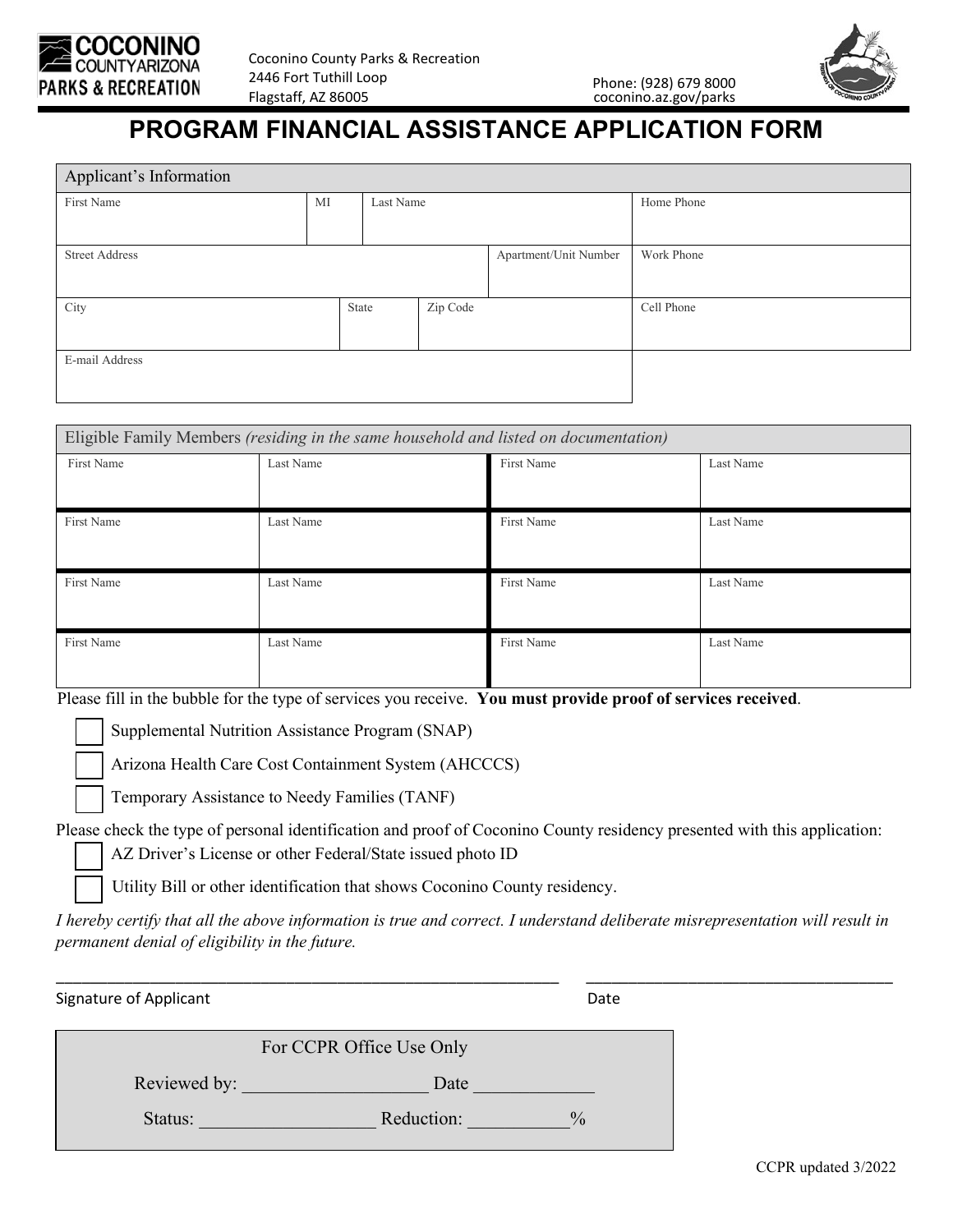Coconino County Arizona Parks & Recreation

Coconino County Parks & Recreation
2446 Fort Tuthill Loop
Flagstaff, AZ 86005

Phone: (928) 679 8000
coconino.az.gov/parks

# PROGRAM FINANCIAL ASSISTANCE APPLICATION FORM

| Applicant's Information | | | | | |
|---|---|---|---|---|---|
| First Name | MI | Last Name | | | Home Phone |
| Street Address | | | | Apartment/Unit Number | Work Phone |
| City | | State | Zip Code | | Cell Phone |
| E-mail Address | | | | | |

| Eligible Family Members *(residing in the same household and listed on documentation)* | | | |
|---|---|---|---|
| First Name | Last Name | First Name | Last Name |
| First Name | Last Name | First Name | Last Name |
| First Name | Last Name | First Name | Last Name |
| First Name | Last Name | First Name | Last Name |

Please fill in the bubble for the type of services you receive. **You must provide proof of services received**.

- ☐ Supplemental Nutrition Assistance Program (SNAP)
- ☐ Arizona Health Care Cost Containment System (AHCCCS)
- ☐ Temporary Assistance to Needy Families (TANF)

Please check the type of personal identification and proof of Coconino County residency presented with this application:

- ☐ AZ Driver's License or other Federal/State issued photo ID
- ☐ Utility Bill or other identification that shows Coconino County residency.

*I hereby certify that all the above information is true and correct. I understand deliberate misrepresentation will result in permanent denial of eligibility in the future.*

_______________________________________________ &nbsp;&nbsp;&nbsp;&nbsp; ______________________________

Signature of Applicant &nbsp;&nbsp;&nbsp;&nbsp;&nbsp;&nbsp;&nbsp;&nbsp;&nbsp;&nbsp;&nbsp;&nbsp;&nbsp;&nbsp;&nbsp;&nbsp;&nbsp;&nbsp;&nbsp;&nbsp;&nbsp;&nbsp;&nbsp;&nbsp;&nbsp;&nbsp;&nbsp;&nbsp;&nbsp;&nbsp; Date

For CCPR Office Use Only

Reviewed by: ___________________ Date ____________

Status: __________________ Reduction: __________%

CCPR updated 3/2022